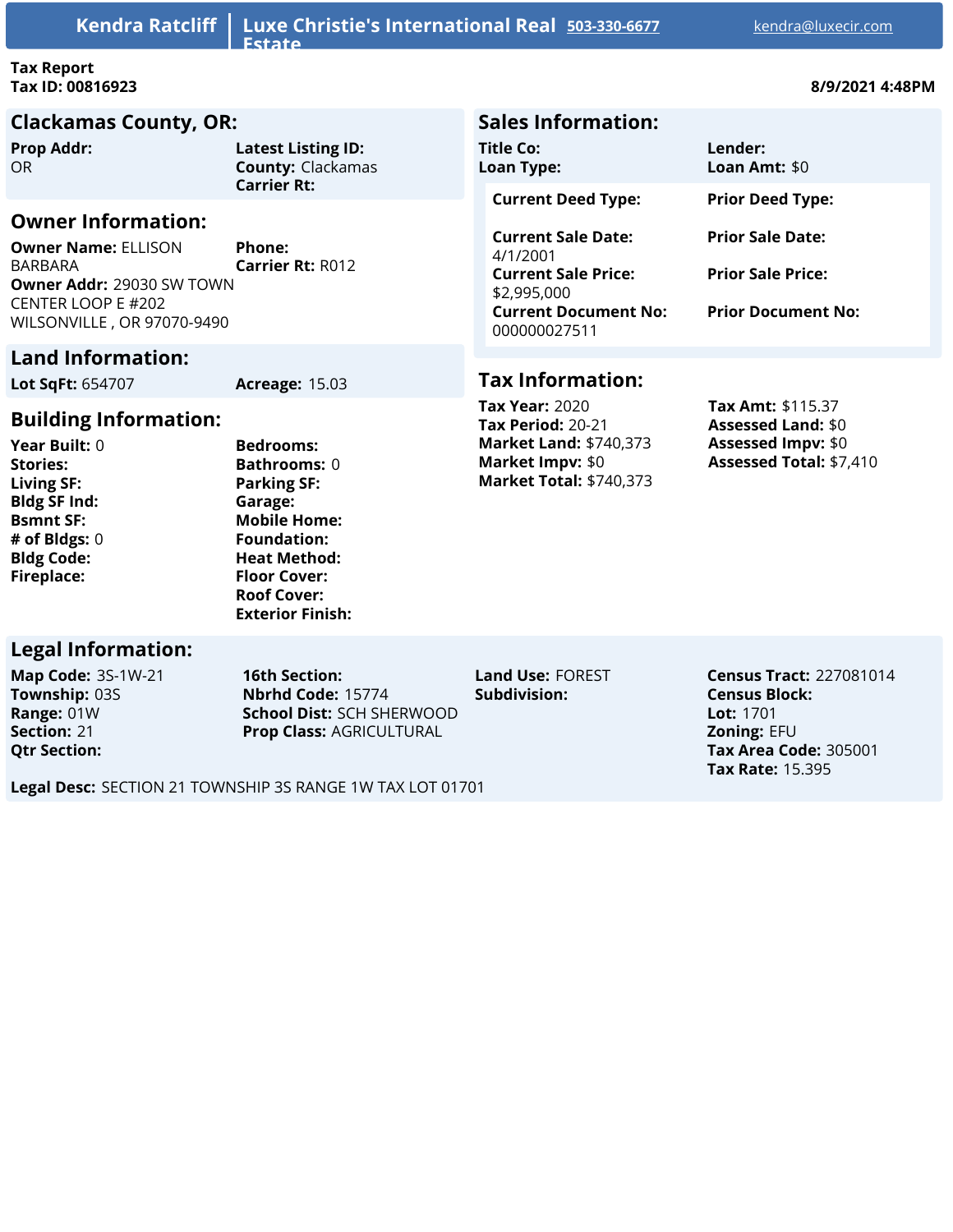**Kendra Ratcliff** | **Luxe Christie's International Real Estate** | 503-330-6677 | kendra@luxecir.com

**Tax Report**
**Tax ID: 00816923**

**8/9/2021 4:48PM**

## Clackamas County, OR:

**Prop Addr:** OR
**Latest Listing ID:**
**County:** Clackamas
**Carrier Rt:**

## Owner Information:

**Owner Name:** ELLISON BARBARA
**Phone:**
**Carrier Rt:** R012
**Owner Addr:** 29030 SW TOWN CENTER LOOP E #202 WILSONVILLE , OR 97070-9490

## Land Information:

**Lot SqFt:** 654707
**Acreage:** 15.03

## Building Information:

**Year Built:** 0
**Stories:**
**Living SF:**
**Bldg SF Ind:**
**Bsmnt SF:**
**# of Bldgs:** 0
**Bldg Code:**
**Fireplace:**
**Bedrooms:**
**Bathrooms:** 0
**Parking SF:**
**Garage:**
**Mobile Home:**
**Foundation:**
**Heat Method:**
**Floor Cover:**
**Roof Cover:**
**Exterior Finish:**

## Sales Information:

**Title Co:**
**Loan Type:**
**Lender:**
**Loan Amt:** $0

**Current Deed Type:**
**Current Sale Date:** 4/1/2001
**Current Sale Price:** $2,995,000
**Current Document No:** 000000027511

**Prior Deed Type:**
**Prior Sale Date:**
**Prior Sale Price:**
**Prior Document No:**

## Tax Information:

**Tax Year:** 2020
**Tax Period:** 20-21
**Market Land:** $740,373
**Market Impv:** $0
**Market Total:** $740,373
**Tax Amt:** $115.37
**Assessed Land:** $0
**Assessed Impv:** $0
**Assessed Total:** $7,410

## Legal Information:

**Map Code:** 3S-1W-21
**Township:** 03S
**Range:** 01W
**Section:** 21
**Qtr Section:**
**16th Section:**
**Nbrhd Code:** 15774
**School Dist:** SCH SHERWOOD
**Prop Class:** AGRICULTURAL
**Land Use:** FOREST
**Subdivision:**
**Census Tract:** 227081014
**Census Block:**
**Lot:** 1701
**Zoning:** EFU
**Tax Area Code:** 305001
**Tax Rate:** 15.395

**Legal Desc:** SECTION 21 TOWNSHIP 3S RANGE 1W TAX LOT 01701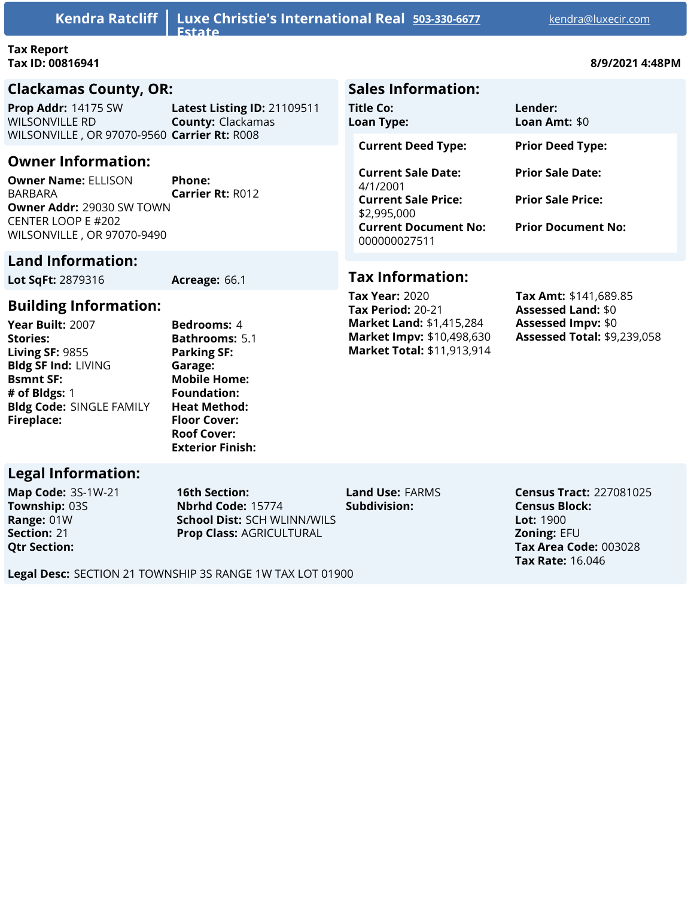**Kendra Ratcliff** | **Luxe Christie's International Real Estate** | 503-330-6677 | kendra@luxecir.com

**Tax Report**
**Tax ID:** 00816941

8/9/2021 4:48PM

## Clackamas County, OR:

**Prop Addr:** 14175 SW WILSONVILLE RD WILSONVILLE , OR 97070-9560
**Latest Listing ID:** 21109511
**County:** Clackamas
**Carrier Rt:** R008

## Owner Information:

**Owner Name:** ELLISON BARBARA
**Phone:**
**Carrier Rt:** R012
**Owner Addr:** 29030 SW TOWN CENTER LOOP E #202 WILSONVILLE , OR 97070-9490

## Land Information:

**Lot SqFt:** 2879316
**Acreage:** 66.1

## Building Information:

**Year Built:** 2007
**Stories:**
**Living SF:** 9855
**Bldg SF Ind:** LIVING
**Bsmnt SF:**
**# of Bldgs:** 1
**Bldg Code:** SINGLE FAMILY
**Fireplace:**
**Bedrooms:** 4
**Bathrooms:** 5.1
**Parking SF:**
**Garage:**
**Mobile Home:**
**Foundation:**
**Heat Method:**
**Floor Cover:**
**Roof Cover:**
**Exterior Finish:**

## Sales Information:

**Title Co:**
**Loan Type:**
**Lender:**
**Loan Amt:** $0

**Current Deed Type:**
**Current Sale Date:** 4/1/2001
**Current Sale Price:** $2,995,000
**Current Document No:** 000000027511

**Prior Deed Type:**
**Prior Sale Date:**
**Prior Sale Price:**
**Prior Document No:**

## Tax Information:

**Tax Year:** 2020
**Tax Period:** 20-21
**Market Land:** $1,415,284
**Market Impv:** $10,498,630
**Market Total:** $11,913,914
**Tax Amt:** $141,689.85
**Assessed Land:** $0
**Assessed Impv:** $0
**Assessed Total:** $9,239,058

## Legal Information:

**Map Code:** 3S-1W-21
**Township:** 03S
**Range:** 01W
**Section:** 21
**Qtr Section:**
**16th Section:**
**Nbrhd Code:** 15774
**School Dist:** SCH WLINN/WILS
**Prop Class:** AGRICULTURAL
**Land Use:** FARMS
**Subdivision:**
**Census Tract:** 227081025
**Census Block:**
**Lot:** 1900
**Zoning:** EFU
**Tax Area Code:** 003028
**Tax Rate:** 16.046

**Legal Desc:** SECTION 21 TOWNSHIP 3S RANGE 1W TAX LOT 01900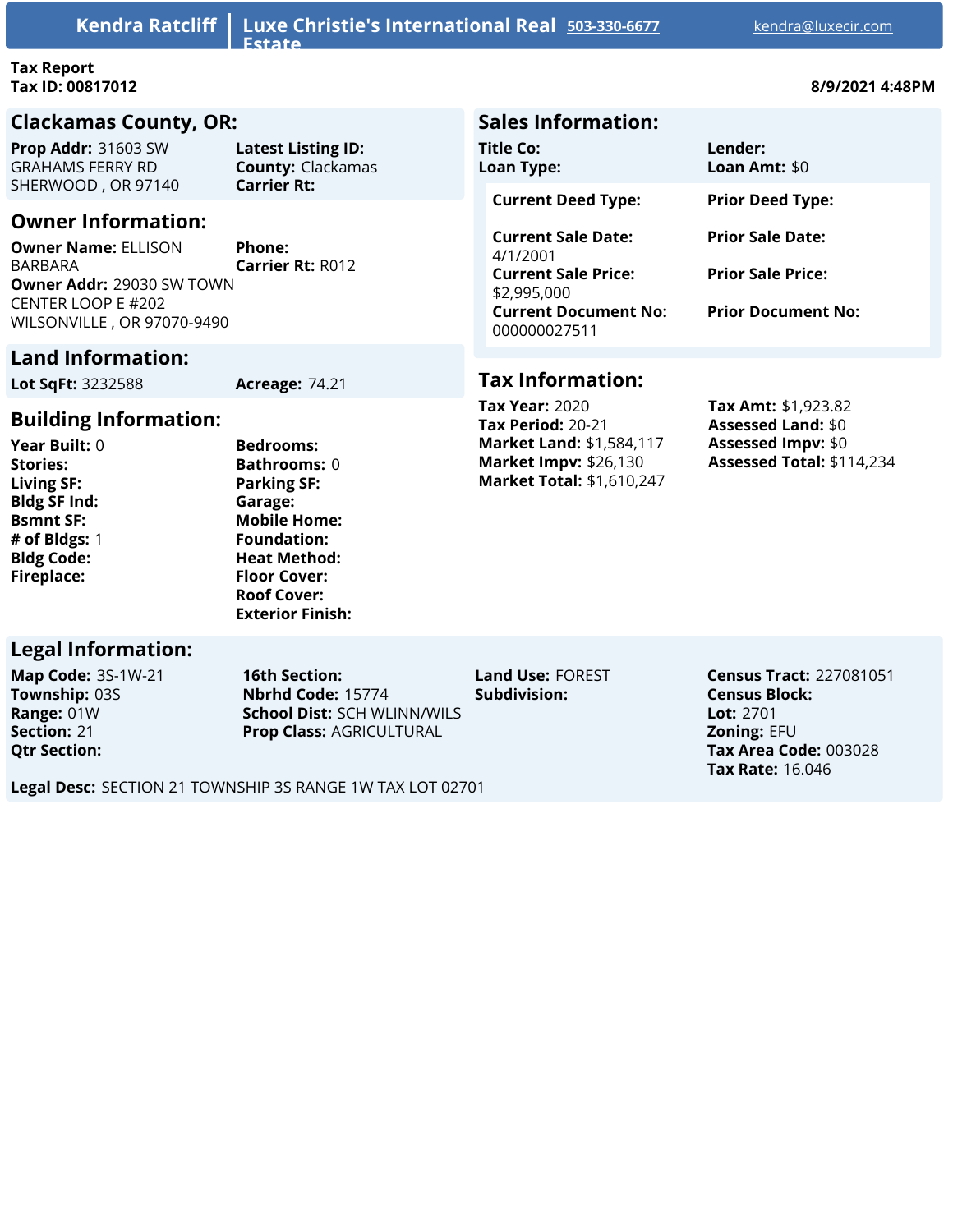**Kendra Ratcliff** | **Luxe Christie's International Real Estate** | 503-330-6677 | kendra@luxecir.com

**Tax Report**
**Tax ID: 00817012**

**8/9/2021 4:48PM**

## Clackamas County, OR:

**Prop Addr:** 31603 SW GRAHAMS FERRY RD SHERWOOD , OR 97140
**Latest Listing ID:**
**County:** Clackamas
**Carrier Rt:**

## Owner Information:

**Owner Name:** ELLISON BARBARA
**Phone:**
**Carrier Rt:** R012
**Owner Addr:** 29030 SW TOWN CENTER LOOP E #202 WILSONVILLE , OR 97070-9490

## Land Information:

**Lot SqFt:** 3232588
**Acreage:** 74.21

## Building Information:

**Year Built:** 0
**Stories:**
**Living SF:**
**Bldg SF Ind:**
**Bsmnt SF:**
**# of Bldgs:** 1
**Bldg Code:**
**Fireplace:**
**Bedrooms:**
**Bathrooms:** 0
**Parking SF:**
**Garage:**
**Mobile Home:**
**Foundation:**
**Heat Method:**
**Floor Cover:**
**Roof Cover:**
**Exterior Finish:**

## Sales Information:

**Title Co:**
**Lender:**
**Loan Type:**
**Loan Amt:** $0

**Current Deed Type:**
**Prior Deed Type:**
**Current Sale Date:** 4/1/2001
**Prior Sale Date:**
**Current Sale Price:** $2,995,000
**Prior Sale Price:**
**Current Document No:** 000000027511
**Prior Document No:**

## Tax Information:

**Tax Year:** 2020
**Tax Period:** 20-21
**Market Land:** $1,584,117
**Market Impv:** $26,130
**Market Total:** $1,610,247
**Tax Amt:** $1,923.82
**Assessed Land:** $0
**Assessed Impv:** $0
**Assessed Total:** $114,234

## Legal Information:

**Map Code:** 3S-1W-21
**Township:** 03S
**Range:** 01W
**Section:** 21
**Qtr Section:**
**16th Section:**
**Nbrhd Code:** 15774
**School Dist:** SCH WLINN/WILS
**Prop Class:** AGRICULTURAL
**Land Use:** FOREST
**Subdivision:**
**Census Tract:** 227081051
**Census Block:**
**Lot:** 2701
**Zoning:** EFU
**Tax Area Code:** 003028
**Tax Rate:** 16.046

**Legal Desc:** SECTION 21 TOWNSHIP 3S RANGE 1W TAX LOT 02701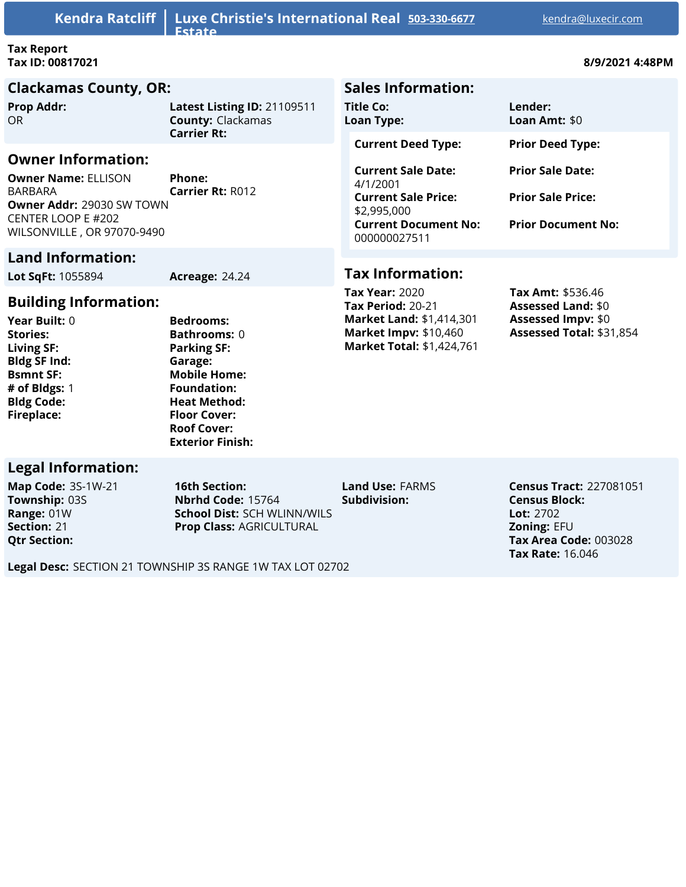Kendra Ratcliff | Luxe Christie's International Real Estate | 503-330-6677 | kendra@luxecir.com

**Tax Report**
**Tax ID:** 00817021

8/9/2021 4:48PM

## Clackamas County, OR:

**Prop Addr:** OR
**Latest Listing ID:** 21109511
**County:** Clackamas
**Carrier Rt:**

## Owner Information:

**Owner Name:** ELLISON BARBARA
**Phone:**
**Carrier Rt:** R012
**Owner Addr:** 29030 SW TOWN CENTER LOOP E #202 WILSONVILLE , OR 97070-9490

## Land Information:

**Lot SqFt:** 1055894
**Acreage:** 24.24

## Building Information:

**Year Built:** 0
**Stories:**
**Living SF:**
**Bldg SF Ind:**
**Bsmnt SF:**
**# of Bldgs:** 1
**Bldg Code:**
**Fireplace:**
**Bedrooms:**
**Bathrooms:** 0
**Parking SF:**
**Garage:**
**Mobile Home:**
**Foundation:**
**Heat Method:**
**Floor Cover:**
**Roof Cover:**
**Exterior Finish:**

## Sales Information:

**Title Co:**
**Loan Type:**
**Lender:**
**Loan Amt:** $0

**Current Deed Type:**
**Current Sale Date:** 4/1/2001
**Current Sale Price:** $2,995,000
**Current Document No:** 000000027511

**Prior Deed Type:**
**Prior Sale Date:**
**Prior Sale Price:**
**Prior Document No:**

## Tax Information:

**Tax Year:** 2020
**Tax Period:** 20-21
**Market Land:** $1,414,301
**Market Impv:** $10,460
**Market Total:** $1,424,761
**Tax Amt:** $536.46
**Assessed Land:** $0
**Assessed Impv:** $0
**Assessed Total:** $31,854

## Legal Information:

**Map Code:** 3S-1W-21
**Township:** 03S
**Range:** 01W
**Section:** 21
**Qtr Section:**
**16th Section:**
**Nbrhd Code:** 15764
**School Dist:** SCH WLINN/WILS
**Prop Class:** AGRICULTURAL
**Land Use:** FARMS
**Subdivision:**
**Census Tract:** 227081051
**Census Block:**
**Lot:** 2702
**Zoning:** EFU
**Tax Area Code:** 003028
**Tax Rate:** 16.046

**Legal Desc:** SECTION 21 TOWNSHIP 3S RANGE 1W TAX LOT 02702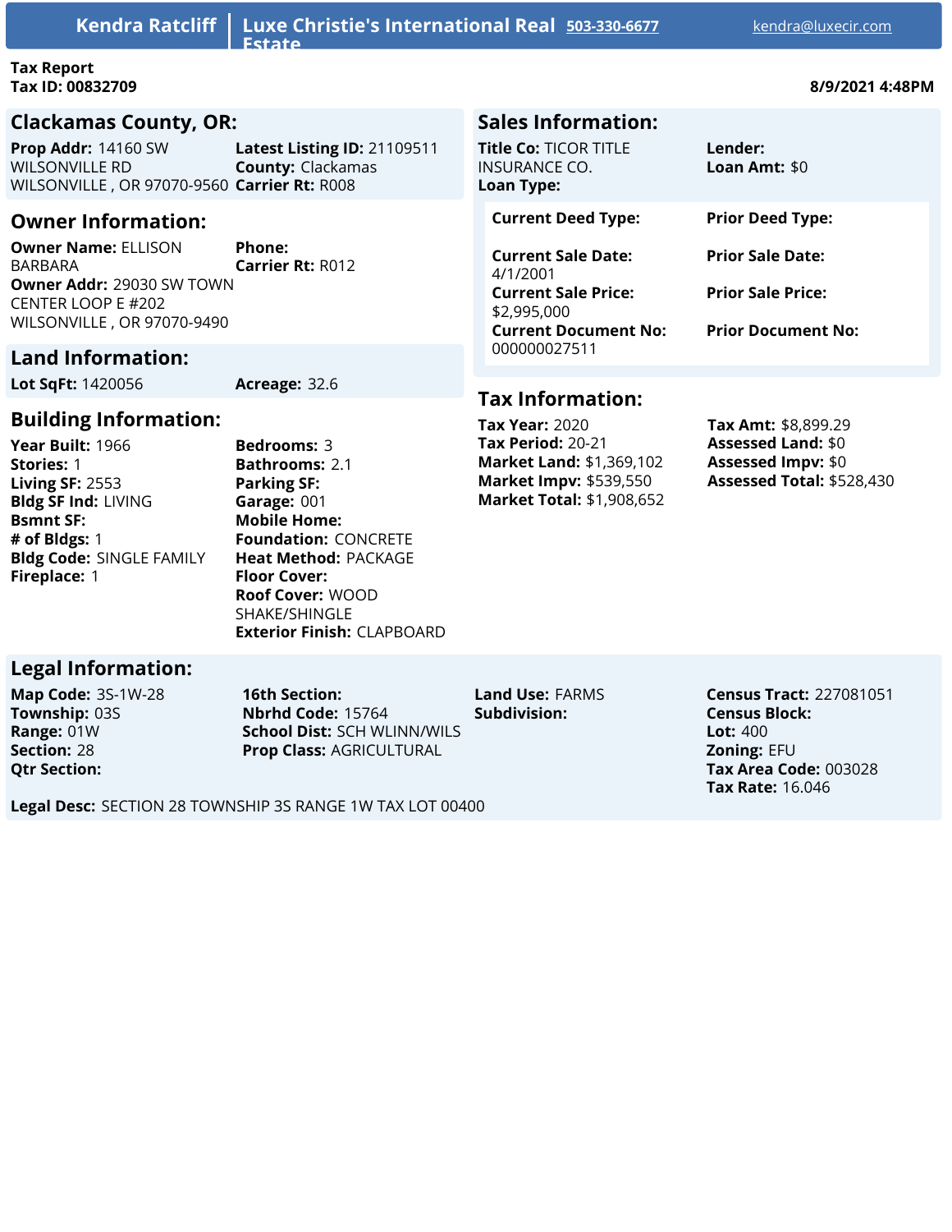Kendra Ratcliff | Luxe Christie's International Real Estate | 503-330-6677 | kendra@luxecir.com

**Tax Report**
**Tax ID: 00832709**

**8/9/2021 4:48PM**

## Clackamas County, OR:

**Prop Addr:** 14160 SW WILSONVILLE RD WILSONVILLE , OR 97070-9560
**Latest Listing ID:** 21109511
**County:** Clackamas
**Carrier Rt:** R008

## Owner Information:

**Owner Name:** ELLISON BARBARA
**Phone:**
**Carrier Rt:** R012
**Owner Addr:** 29030 SW TOWN CENTER LOOP E #202 WILSONVILLE , OR 97070-9490

## Land Information:

**Lot SqFt:** 1420056
**Acreage:** 32.6

## Building Information:

**Year Built:** 1966
**Stories:** 1
**Living SF:** 2553
**Bldg SF Ind:** LIVING
**Bsmnt SF:**
**# of Bldgs:** 1
**Bldg Code:** SINGLE FAMILY
**Fireplace:** 1
**Bedrooms:** 3
**Bathrooms:** 2.1
**Parking SF:**
**Garage:** 001
**Mobile Home:**
**Foundation:** CONCRETE
**Heat Method:** PACKAGE
**Floor Cover:**
**Roof Cover:** WOOD SHAKE/SHINGLE
**Exterior Finish:** CLAPBOARD

## Sales Information:

**Title Co:** TICOR TITLE INSURANCE CO.
**Loan Type:**
**Lender:**
**Loan Amt:** $0

**Current Deed Type:**
**Current Sale Date:** 4/1/2001
**Current Sale Price:** $2,995,000
**Current Document No:** 000000027511

**Prior Deed Type:**
**Prior Sale Date:**
**Prior Sale Price:**
**Prior Document No:**

## Tax Information:

**Tax Year:** 2020
**Tax Period:** 20-21
**Market Land:** $1,369,102
**Market Impv:** $539,550
**Market Total:** $1,908,652
**Tax Amt:** $8,899.29
**Assessed Land:** $0
**Assessed Impv:** $0
**Assessed Total:** $528,430

## Legal Information:

**Map Code:** 3S-1W-28
**Township:** 03S
**Range:** 01W
**Section:** 28
**Qtr Section:**
**16th Section:**
**Nbrhd Code:** 15764
**School Dist:** SCH WLINN/WILS
**Prop Class:** AGRICULTURAL
**Land Use:** FARMS
**Subdivision:**
**Census Tract:** 227081051
**Census Block:**
**Lot:** 400
**Zoning:** EFU
**Tax Area Code:** 003028
**Tax Rate:** 16.046

**Legal Desc:** SECTION 28 TOWNSHIP 3S RANGE 1W TAX LOT 00400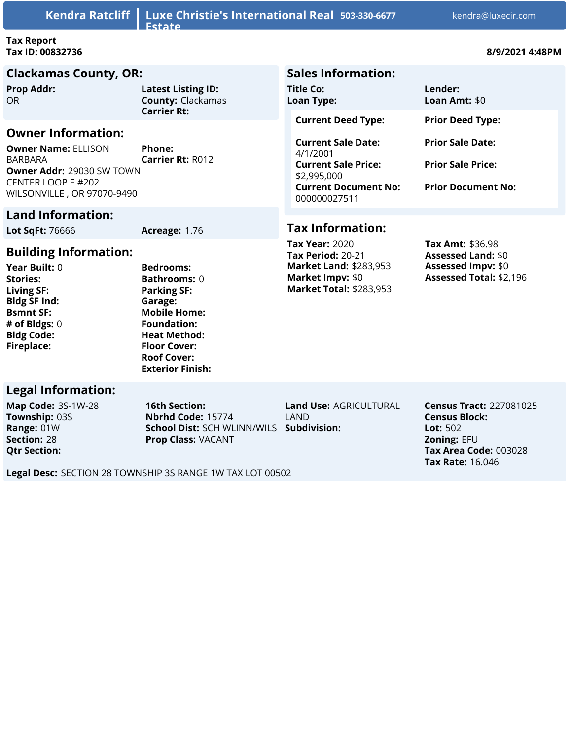**Kendra Ratcliff** | **Luxe Christie's International Real Estate** | 503-330-6677 | kendra@luxecir.com

**Tax Report**
**Tax ID: 00832736**

**8/9/2021 4:48PM**

## Clackamas County, OR:

**Prop Addr:** OR
**Latest Listing ID:**
**County:** Clackamas
**Carrier Rt:**

## Owner Information:

**Owner Name:** ELLISON BARBARA
**Phone:**
**Carrier Rt:** R012
**Owner Addr:** 29030 SW TOWN CENTER LOOP E #202 WILSONVILLE , OR 97070-9490

## Land Information:

**Lot SqFt:** 76666
**Acreage:** 1.76

## Building Information:

**Year Built:** 0
**Stories:**
**Living SF:**
**Bldg SF Ind:**
**Bsmnt SF:**
**# of Bldgs:** 0
**Bldg Code:**
**Fireplace:**
**Bedrooms:**
**Bathrooms:** 0
**Parking SF:**
**Garage:**
**Mobile Home:**
**Foundation:**
**Heat Method:**
**Floor Cover:**
**Roof Cover:**
**Exterior Finish:**

## Sales Information:

**Title Co:**
**Loan Type:**
**Lender:**
**Loan Amt:** $0

**Current Deed Type:**
**Current Sale Date:** 4/1/2001
**Current Sale Price:** $2,995,000
**Current Document No:** 000000027511

**Prior Deed Type:**
**Prior Sale Date:**
**Prior Sale Price:**
**Prior Document No:**

## Tax Information:

**Tax Year:** 2020
**Tax Period:** 20-21
**Market Land:** $283,953
**Market Impv:** $0
**Market Total:** $283,953
**Tax Amt:** $36.98
**Assessed Land:** $0
**Assessed Impv:** $0
**Assessed Total:** $2,196

## Legal Information:

**Map Code:** 3S-1W-28
**Township:** 03S
**Range:** 01W
**Section:** 28
**Qtr Section:**
**16th Section:**
**Nbrhd Code:** 15774
**School Dist:** SCH WLINN/WILS
**Prop Class:** VACANT
**Land Use:** AGRICULTURAL LAND
**Subdivision:**
**Census Tract:** 227081025
**Census Block:**
**Lot:** 502
**Zoning:** EFU
**Tax Area Code:** 003028
**Tax Rate:** 16.046

**Legal Desc:** SECTION 28 TOWNSHIP 3S RANGE 1W TAX LOT 00502